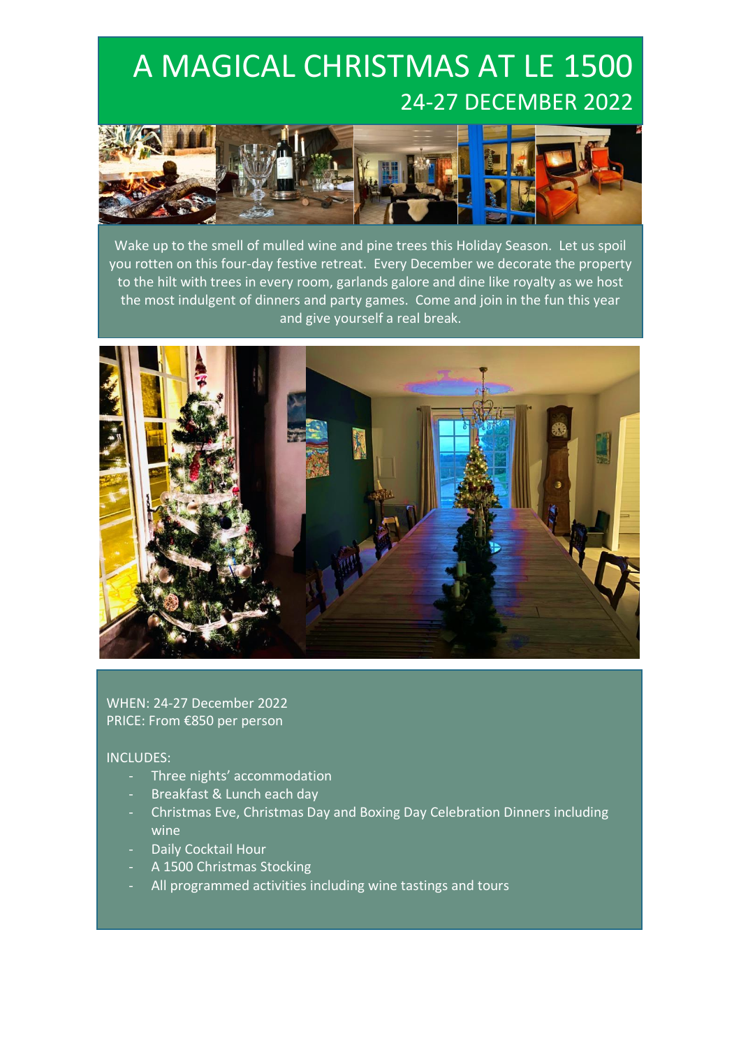# A MAGICAL CHRISTMAS AT LE 1500
## 24-27 DECEMBER 2022

Wake up to the smell of mulled wine and pine trees this Holiday Season. Let us spoil you rotten on this four-day festive retreat. Every December we decorate the property to the hilt with trees in every room, garlands galore and dine like royalty as we host the most indulgent of dinners and party games. Come and join in the fun this year and give yourself a real break.

WHEN: 24-27 December 2022
PRICE: From €850 per person

INCLUDES:

- Three nights' accommodation
- Breakfast & Lunch each day
- Christmas Eve, Christmas Day and Boxing Day Celebration Dinners including wine
- Daily Cocktail Hour
- A 1500 Christmas Stocking
- All programmed activities including wine tastings and tours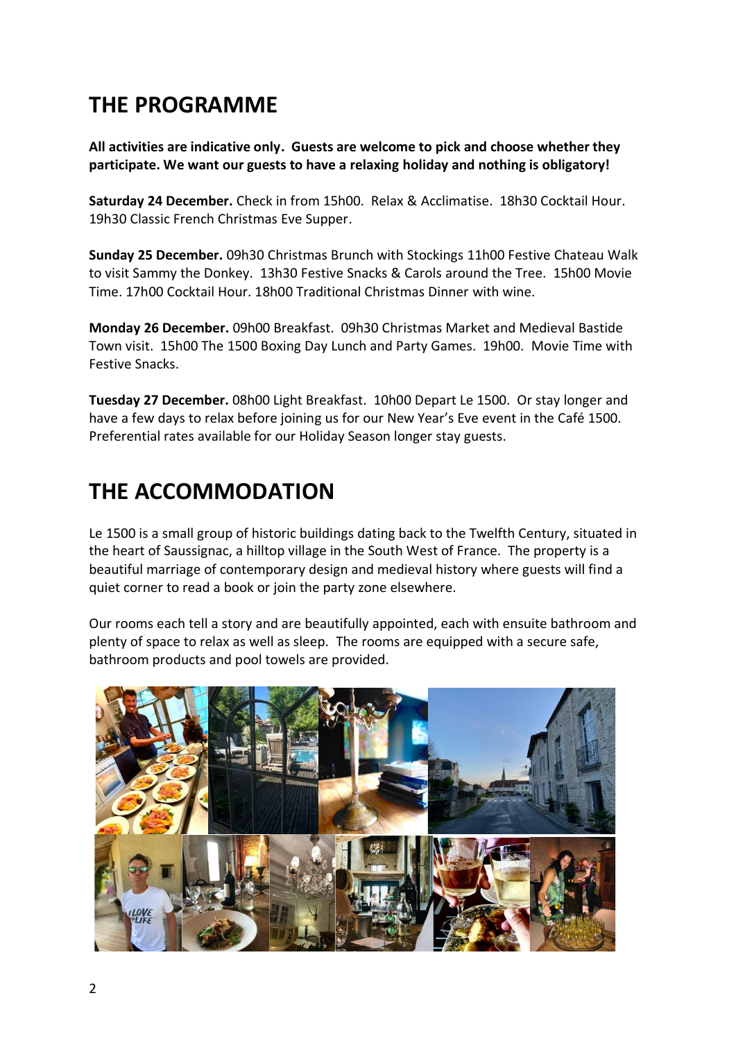## THE PROGRAMME

**All activities are indicative only. Guests are welcome to pick and choose whether they participate. We want our guests to have a relaxing holiday and nothing is obligatory!**

**Saturday 24 December.** Check in from 15h00. Relax & Acclimatise. 18h30 Cocktail Hour. 19h30 Classic French Christmas Eve Supper.

**Sunday 25 December.** 09h30 Christmas Brunch with Stockings 11h00 Festive Chateau Walk to visit Sammy the Donkey. 13h30 Festive Snacks & Carols around the Tree. 15h00 Movie Time. 17h00 Cocktail Hour. 18h00 Traditional Christmas Dinner with wine.

**Monday 26 December.** 09h00 Breakfast. 09h30 Christmas Market and Medieval Bastide Town visit. 15h00 The 1500 Boxing Day Lunch and Party Games. 19h00. Movie Time with Festive Snacks.

**Tuesday 27 December.** 08h00 Light Breakfast. 10h00 Depart Le 1500. Or stay longer and have a few days to relax before joining us for our New Year's Eve event in the Café 1500. Preferential rates available for our Holiday Season longer stay guests.

## THE ACCOMMODATION

Le 1500 is a small group of historic buildings dating back to the Twelfth Century, situated in the heart of Saussignac, a hilltop village in the South West of France. The property is a beautiful marriage of contemporary design and medieval history where guests will find a quiet corner to read a book or join the party zone elsewhere.

Our rooms each tell a story and are beautifully appointed, each with ensuite bathroom and plenty of space to relax as well as sleep. The rooms are equipped with a secure safe, bathroom products and pool towels are provided.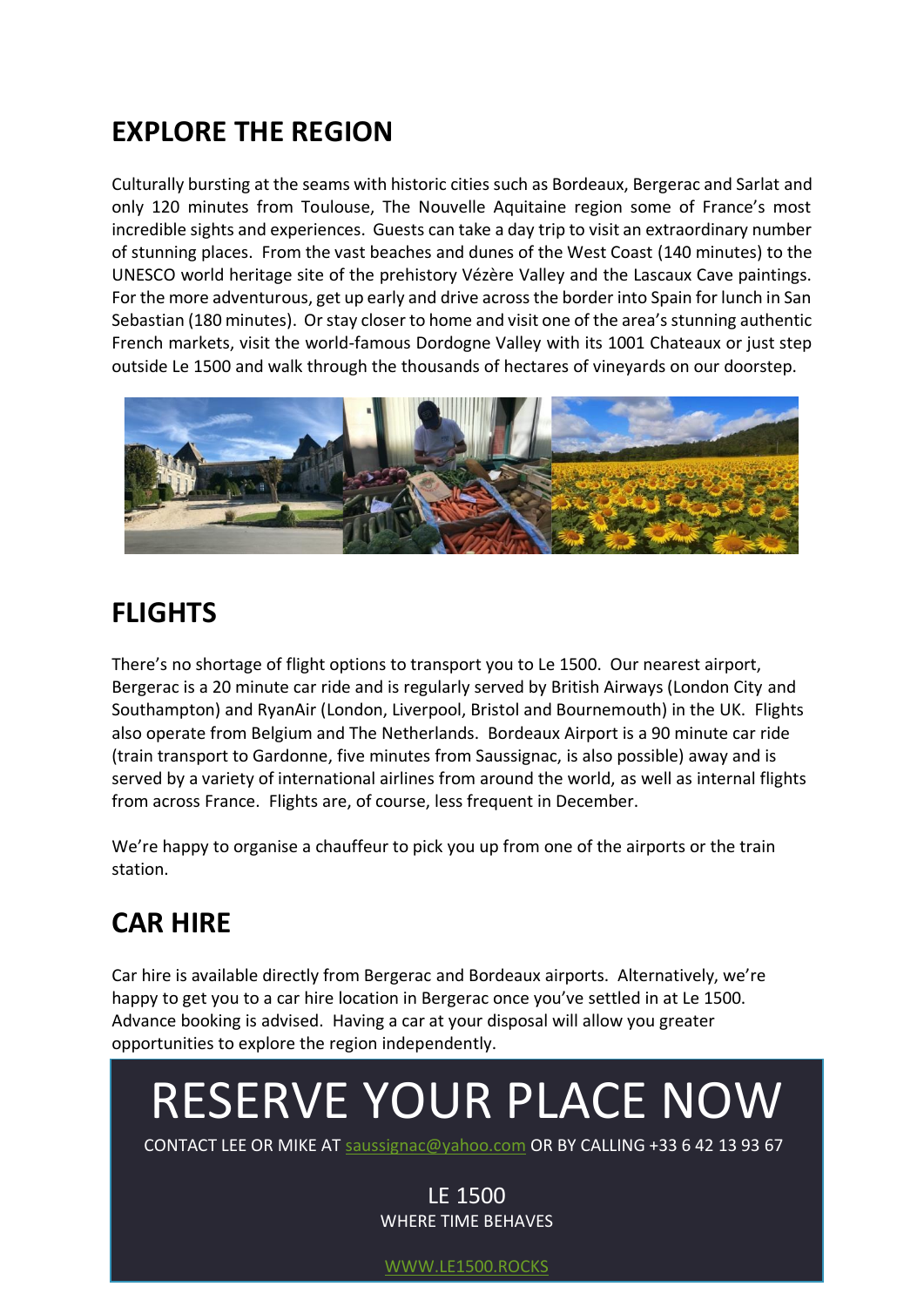## EXPLORE THE REGION

Culturally bursting at the seams with historic cities such as Bordeaux, Bergerac and Sarlat and only 120 minutes from Toulouse, The Nouvelle Aquitaine region some of France's most incredible sights and experiences. Guests can take a day trip to visit an extraordinary number of stunning places. From the vast beaches and dunes of the West Coast (140 minutes) to the UNESCO world heritage site of the prehistory Vézère Valley and the Lascaux Cave paintings. For the more adventurous, get up early and drive across the border into Spain for lunch in San Sebastian (180 minutes). Or stay closer to home and visit one of the area's stunning authentic French markets, visit the world-famous Dordogne Valley with its 1001 Chateaux or just step outside Le 1500 and walk through the thousands of hectares of vineyards on our doorstep.

## FLIGHTS

There's no shortage of flight options to transport you to Le 1500. Our nearest airport, Bergerac is a 20 minute car ride and is regularly served by British Airways (London City and Southampton) and RyanAir (London, Liverpool, Bristol and Bournemouth) in the UK. Flights also operate from Belgium and The Netherlands. Bordeaux Airport is a 90 minute car ride (train transport to Gardonne, five minutes from Saussignac, is also possible) away and is served by a variety of international airlines from around the world, as well as internal flights from across France. Flights are, of course, less frequent in December.

We're happy to organise a chauffeur to pick you up from one of the airports or the train station.

## CAR HIRE

Car hire is available directly from Bergerac and Bordeaux airports. Alternatively, we're happy to get you to a car hire location in Bergerac once you've settled in at Le 1500. Advance booking is advised. Having a car at your disposal will allow you greater opportunities to explore the region independently.

# RESERVE YOUR PLACE NOW

CONTACT LEE OR MIKE AT saussignac@yahoo.com OR BY CALLING +33 6 42 13 93 67

LE 1500

WHERE TIME BEHAVES

WWW.LE1500.ROCKS